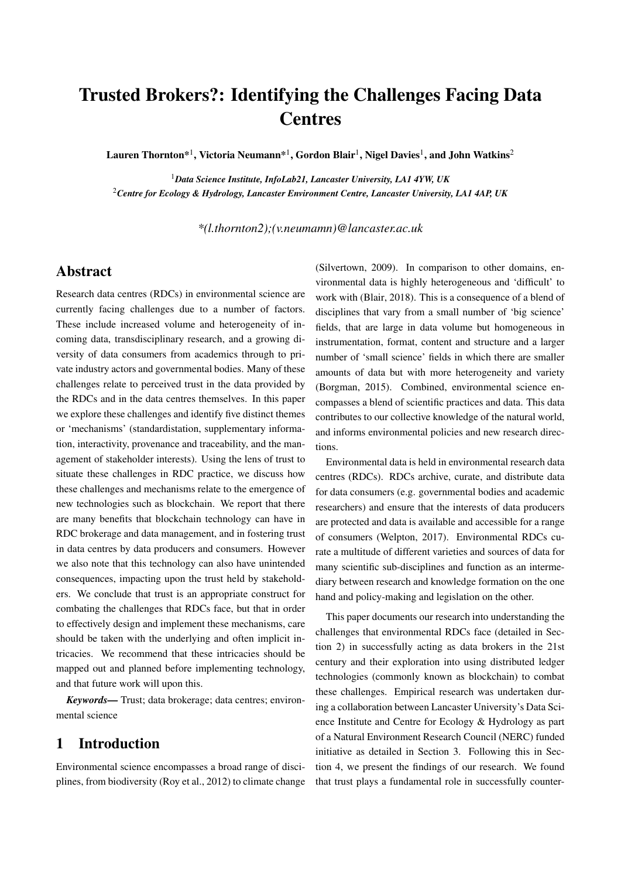# Trusted Brokers?: Identifying the Challenges Facing Data Centres

**Lauren Thornton*[1], Victoria Neumann*[1], Gordon Blair[1], Nigel Davies[1], and John Watkins[2]**

[1]*Data Science Institute, InfoLab21, Lancaster University, LA1 4YW, UK*
[2]*Centre for Ecology & Hydrology, Lancaster Environment Centre, Lancaster University, LA1 4AP, UK*

*\*(l.thornton2);(v.neumann)@lancaster.ac.uk*

## Abstract

Research data centres (RDCs) in environmental science are currently facing challenges due to a number of factors. These include increased volume and heterogeneity of incoming data, transdisciplinary research, and a growing diversity of data consumers from academics through to private industry actors and governmental bodies. Many of these challenges relate to perceived trust in the data provided by the RDCs and in the data centres themselves. In this paper we explore these challenges and identify five distinct themes or 'mechanisms' (standardistation, supplementary information, interactivity, provenance and traceability, and the management of stakeholder interests). Using the lens of trust to situate these challenges in RDC practice, we discuss how these challenges and mechanisms relate to the emergence of new technologies such as blockchain. We report that there are many benefits that blockchain technology can have in RDC brokerage and data management, and in fostering trust in data centres by data producers and consumers. However we also note that this technology can also held unintended consequences, impacting upon the trust held by stakeholders. We conclude that trust is an appropriate construct for combating the challenges that RDCs face, but that in order to effectively design and implement these mechanisms, care should be taken with the underlying and often implicit intricacies. We recommend that these intricacies should be mapped out and planned before implementing technology, and that future work will upon this.

***Keywords—*** Trust; data brokerage; data centres; environmental science

## 1 Introduction

Environmental science encompasses a broad range of disciplines, from biodiversity (Roy et al., 2012) to climate change (Silvertown, 2009). In comparison to other domains, environmental data is highly heterogeneous and 'difficult' to work with (Blair, 2018). This is a consequence of a blend of disciplines that vary from a small number of 'big science' fields, that are large in data volume but homogeneous in instrumentation, format, content and structure and a larger number of 'small science' fields in which there are smaller amounts of data but with more heterogeneity and variety (Borgman, 2015). Combined, environmental science encompasses a blend of scientific practices and data. This data contributes to our collective knowledge of the natural world, and informs environmental policies and new research directions.

Environmental data is held in environmental research data centres (RDCs). RDCs archive, curate, and distribute data for data consumers (e.g. governmental bodies and academic researchers) and ensure that the interests of data producers are protected and data is available and accessible for a range of consumers (Welpton, 2017). Environmental RDCs curate a multitude of different varieties and sources of data for many scientific sub-disciplines and function as an intermediary between research and knowledge formation on the one hand and policy-making and legislation on the other.

This paper documents our research into understanding the challenges that environmental RDCs face (detailed in Section 2) in successfully acting as data brokers in the 21st century and their exploration into using distributed ledger technologies (commonly known as blockchain) to combat these challenges. Empirical research was undertaken during a collaboration between Lancaster University's Data Science Institute and Centre for Ecology & Hydrology as part of a Natural Environment Research Council (NERC) funded initiative as detailed in Section 3. Following this in Section 4, we present the findings of our research. We found that trust plays a fundamental role in successfully counter-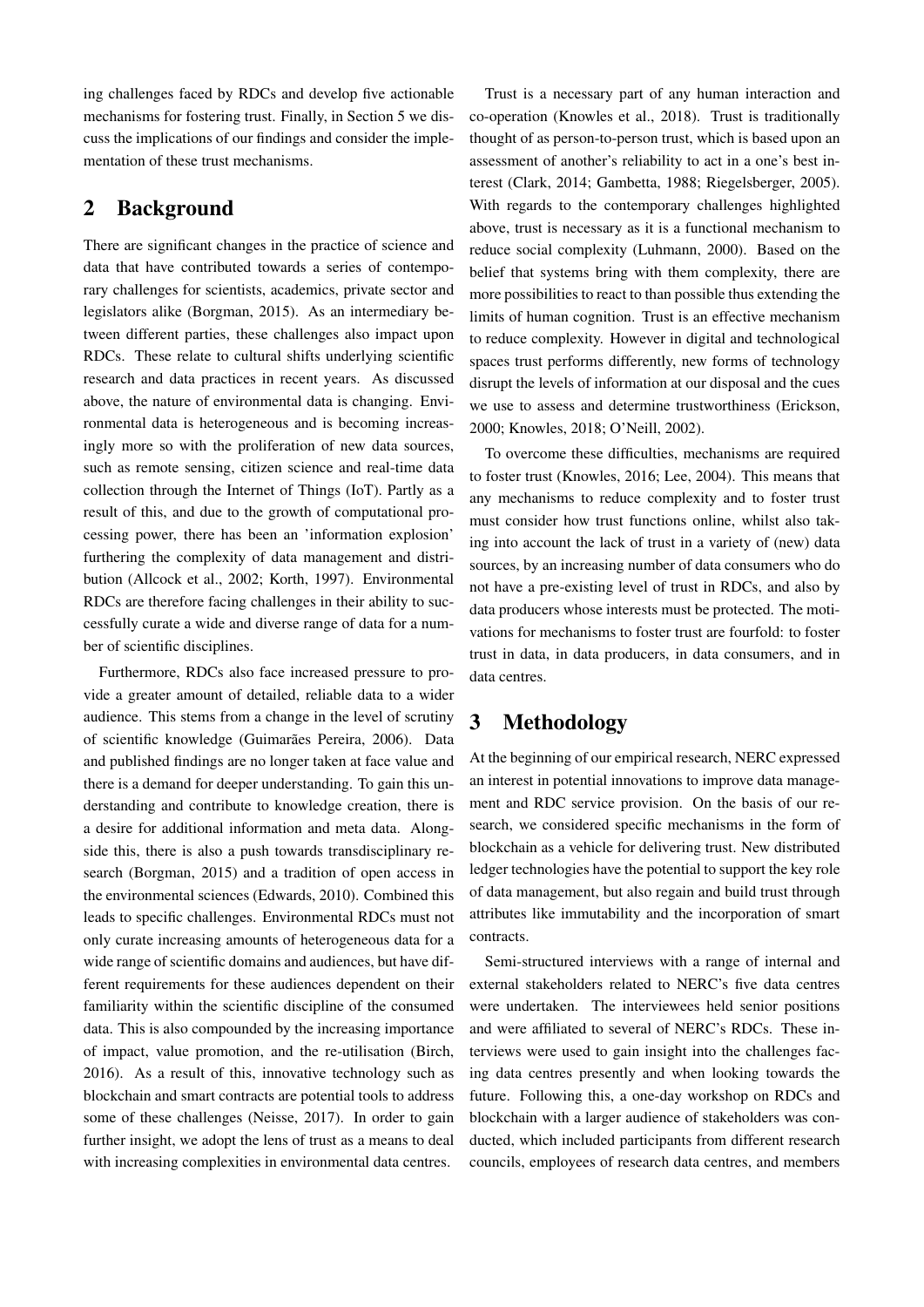ing challenges faced by RDCs and develop five actionable mechanisms for fostering trust. Finally, in Section 5 we discuss the implications of our findings and consider the implementation of these trust mechanisms.

## 2 Background

There are significant changes in the practice of science and data that have contributed towards a series of contemporary challenges for scientists, academics, private sector and legislators alike (Borgman, 2015). As an intermediary between different parties, these challenges also impact upon RDCs. These relate to cultural shifts underlying scientific research and data practices in recent years. As discussed above, the nature of environmental data is changing. Environmental data is heterogeneous and is becoming increasingly more so with the proliferation of new data sources, such as remote sensing, citizen science and real-time data collection through the Internet of Things (IoT). Partly as a result of this, and due to the growth of computational processing power, there has been an 'information explosion' furthering the complexity of data management and distribution (Allcock et al., 2002; Korth, 1997). Environmental RDCs are therefore facing challenges in their ability to successfully curate a wide and diverse range of data for a number of scientific disciplines.

Furthermore, RDCs also face increased pressure to provide a greater amount of detailed, reliable data to a wider audience. This stems from a change in the level of scrutiny of scientific knowledge (Guimarães Pereira, 2006). Data and published findings are no longer taken at face value and there is a demand for deeper understanding. To gain this understanding and contribute to knowledge creation, there is a desire for additional information and meta data. Alongside this, there is also a push towards transdisciplinary research (Borgman, 2015) and a tradition of open access in the environmental sciences (Edwards, 2010). Combined this leads to specific challenges. Environmental RDCs must not only curate increasing amounts of heterogeneous data for a wide range of scientific domains and audiences, but have different requirements for these audiences dependent on their familiarity within the scientific discipline of the consumed data. This is also compounded by the increasing importance of impact, value promotion, and the re-utilisation (Birch, 2016). As a result of this, innovative technology such as blockchain and smart contracts are potential tools to address some of these challenges (Neisse, 2017). In order to gain further insight, we adopt the lens of trust as a means to deal with increasing complexities in environmental data centres.

Trust is a necessary part of any human interaction and co-operation (Knowles et al., 2018). Trust is traditionally thought of as person-to-person trust, which is based upon an assessment of another's reliability to act in a one's best interest (Clark, 2014; Gambetta, 1988; Riegelsberger, 2005). With regards to the contemporary challenges highlighted above, trust is necessary as it is a functional mechanism to reduce social complexity (Luhmann, 2000). Based on the belief that systems bring with them complexity, there are more possibilities to react to than possible thus extending the limits of human cognition. Trust is an effective mechanism to reduce complexity. However in digital and technological spaces trust performs differently, new forms of technology disrupt the levels of information at our disposal and the cues we use to assess and determine trustworthiness (Erickson, 2000; Knowles, 2018; O'Neill, 2002).

To overcome these difficulties, mechanisms are required to foster trust (Knowles, 2016; Lee, 2004). This means that any mechanisms to reduce complexity and to foster trust must consider how trust functions online, whilst also taking into account the lack of trust in a variety of (new) data sources, by an increasing number of data consumers who do not have a pre-existing level of trust in RDCs, and also by data producers whose interests must be protected. The motivations for mechanisms to foster trust are fourfold: to foster trust in data, in data producers, in data consumers, and in data centres.

## 3 Methodology

At the beginning of our empirical research, NERC expressed an interest in potential innovations to improve data management and RDC service provision. On the basis of our research, we considered specific mechanisms in the form of blockchain as a vehicle for delivering trust. New distributed ledger technologies have the potential to support the key role of data management, but also regain and build trust through attributes like immutability and the incorporation of smart contracts.

Semi-structured interviews with a range of internal and external stakeholders related to NERC's five data centres were undertaken. The interviewees held senior positions and were affiliated to several of NERC's RDCs. These interviews were used to gain insight into the challenges facing data centres presently and when looking towards the future. Following this, a one-day workshop on RDCs and blockchain with a larger audience of stakeholders was conducted, which included participants from different research councils, employees of research data centres, and members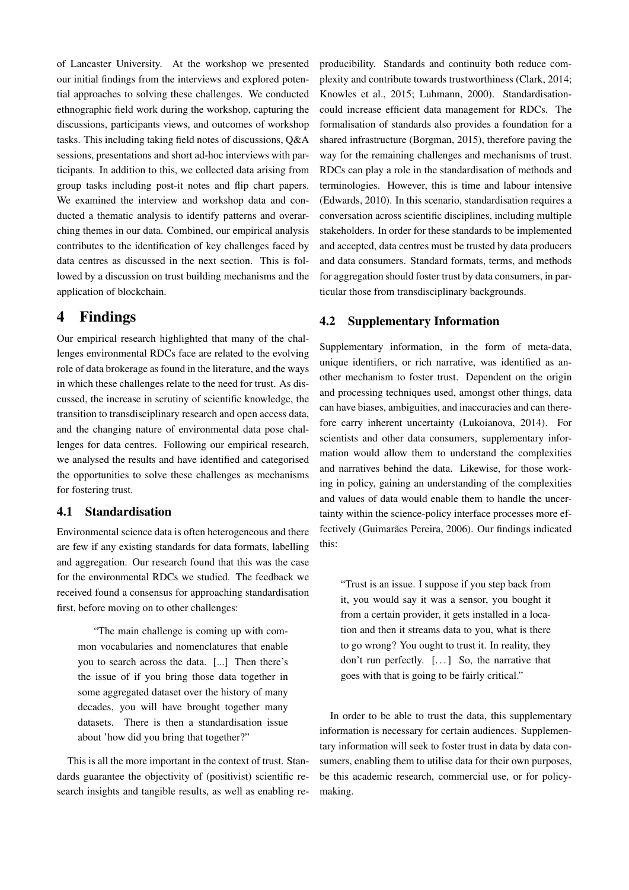of Lancaster University. At the workshop we presented our initial findings from the interviews and explored potential approaches to solving these challenges. We conducted ethnographic field work during the workshop, capturing the discussions, participants views, and outcomes of workshop tasks. This including taking field notes of discussions, Q&A sessions, presentations and short ad-hoc interviews with participants. In addition to this, we collected data arising from group tasks including post-it notes and flip chart papers. We examined the interview and workshop data and conducted a thematic analysis to identify patterns and overarching themes in our data. Combined, our empirical analysis contributes to the identification of key challenges faced by data centres as discussed in the next section. This is followed by a discussion on trust building mechanisms and the application of blockchain.

# 4 Findings

Our empirical research highlighted that many of the challenges environmental RDCs face are related to the evolving role of data brokerage as found in the literature, and the ways in which these challenges relate to the need for trust. As discussed, the increase in scrutiny of scientific knowledge, the transition to transdisciplinary research and open access data, and the changing nature of environmental data pose challenges for data centres. Following our empirical research, we analysed the results and have identified and categorised the opportunities to solve these challenges as mechanisms for fostering trust.

## 4.1 Standardisation

Environmental science data is often heterogeneous and there are few if any existing standards for data formats, labelling and aggregation. Our research found that this was the case for the environmental RDCs we studied. The feedback we received found a consensus for approaching standardisation first, before moving on to other challenges:

> "The main challenge is coming up with common vocabularies and nomenclatures that enable you to search across the data. [...] Then there's the issue of if you bring those data together in some aggregated dataset over the history of many decades, you will have brought together many datasets. There is then a standardisation issue about 'how did you bring that together?"

This is all the more important in the context of trust. Standards guarantee the objectivity of (positivist) scientific research insights and tangible results, as well as enabling reproducibility. Standards and continuity both reduce complexity and contribute towards trustworthiness (Clark, 2014; Knowles et al., 2015; Luhmann, 2000). Standardisation could increase efficient data management for RDCs. The formalisation of standards also provides a foundation for a shared infrastructure (Borgman, 2015), therefore paving the way for the remaining challenges and mechanisms of trust. RDCs can play a role in the standardisation of methods and terminologies. However, this is time and labour intensive (Edwards, 2010). In this scenario, standardisation requires a conversation across scientific disciplines, including multiple stakeholders. In order for these standards to be implemented and accepted, data centres must be trusted by data producers and data consumers. Standard formats, terms, and methods for aggregation should foster trust by data consumers, in particular those from transdisciplinary backgrounds.

## 4.2 Supplementary Information

Supplementary information, in the form of meta-data, unique identifiers, or rich narrative, was identified as another mechanism to foster trust. Dependent on the origin and processing techniques used, amongst other things, data can have biases, ambiguities, and inaccuracies and can therefore carry inherent uncertainty (Lukoianova, 2014). For scientists and other data consumers, supplementary information would allow them to understand the complexities and narratives behind the data. Likewise, for those working in policy, gaining an understanding of the complexities and values of data would enable them to handle the uncertainty within the science-policy interface processes more effectively (Guimarães Pereira, 2006). Our findings indicated this:

> "Trust is an issue. I suppose if you step back from it, you would say it was a sensor, you bought it from a certain provider, it gets installed in a location and then it streams data to you, what is there to go wrong? You ought to trust it. In reality, they don't run perfectly. [. . . ] So, the narrative that goes with that is going to be fairly critical."

In order to be able to trust the data, this supplementary information is necessary for certain audiences. Supplementary information will seek to foster trust in data by data consumers, enabling them to utilise data for their own purposes, be this academic research, commercial use, or for policy-making.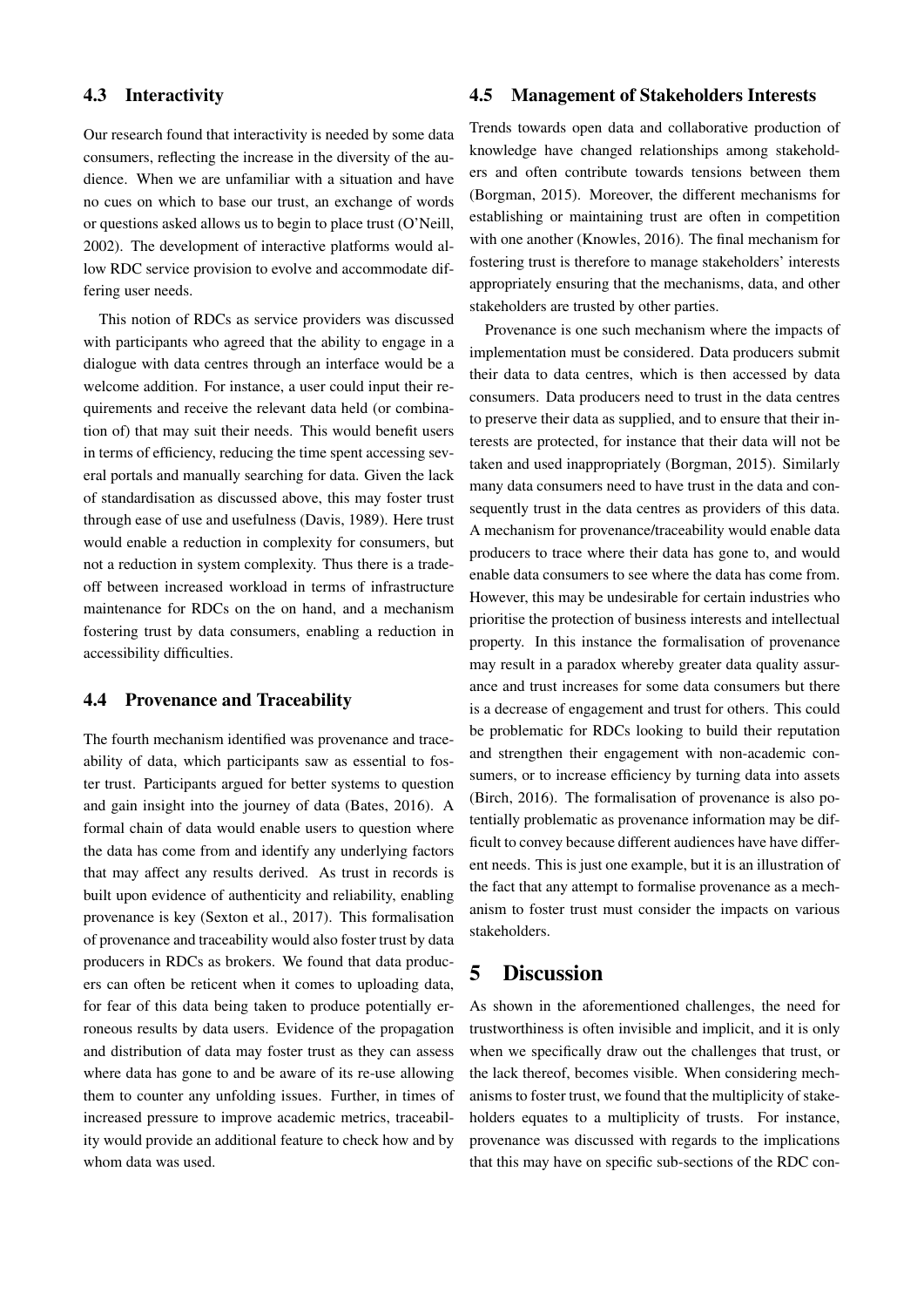### 4.3 Interactivity

Our research found that interactivity is needed by some data consumers, reflecting the increase in the diversity of the audience. When we are unfamiliar with a situation and have no cues on which to base our trust, an exchange of words or questions asked allows us to begin to place trust (O'Neill, 2002). The development of interactive platforms would allow RDC service provision to evolve and accommodate differing user needs.

This notion of RDCs as service providers was discussed with participants who agreed that the ability to engage in a dialogue with data centres through an interface would be a welcome addition. For instance, a user could input their requirements and receive the relevant data held (or combination of) that may suit their needs. This would benefit users in terms of efficiency, reducing the time spent accessing several portals and manually searching for data. Given the lack of standardisation as discussed above, this may foster trust through ease of use and usefulness (Davis, 1989). Here trust would enable a reduction in complexity for consumers, but not a reduction in system complexity. Thus there is a trade-off between increased workload in terms of infrastructure maintenance for RDCs on the on hand, and a mechanism fostering trust by data consumers, enabling a reduction in accessibility difficulties.

### 4.4 Provenance and Traceability

The fourth mechanism identified was provenance and traceability of data, which participants saw as essential to foster trust. Participants argued for better systems to question and gain insight into the journey of data (Bates, 2016). A formal chain of data would enable users to question where the data has come from and identify any underlying factors that may affect any results derived. As trust in records is built upon evidence of authenticity and reliability, enabling provenance is key (Sexton et al., 2017). This formalisation of provenance and traceability would also foster trust by data producers in RDCs as brokers. We found that data producers can often be reticent when it comes to uploading data, for fear of this data being taken to produce potentially erroneous results by data users. Evidence of the propagation and distribution of data may foster trust as they can assess where data has gone to and be aware of its re-use allowing them to counter any unfolding issues. Further, in times of increased pressure to improve academic metrics, traceability would provide an additional feature to check how and by whom data was used.

### 4.5 Management of Stakeholders Interests

Trends towards open data and collaborative production of knowledge have changed relationships among stakeholders and often contribute towards tensions between them (Borgman, 2015). Moreover, the different mechanisms for establishing or maintaining trust are often in competition with one another (Knowles, 2016). The final mechanism for fostering trust is therefore to manage stakeholders' interests appropriately ensuring that the mechanisms, data, and other stakeholders are trusted by other parties.

Provenance is one such mechanism where the impacts of implementation must be considered. Data producers submit their data to data centres, which is then accessed by data consumers. Data producers need to trust in the data centres to preserve their data as supplied, and to ensure that their interests are protected, for instance that their data will not be taken and used inappropriately (Borgman, 2015). Similarly many data consumers need to have trust in the data and consequently trust in the data centres as providers of this data. A mechanism for provenance/traceability would enable data producers to trace where their data has gone to, and would enable data consumers to see where the data has come from. However, this may be undesirable for certain industries who prioritise the protection of business interests and intellectual property. In this instance the formalisation of provenance may result in a paradox whereby greater data quality assurance and trust increases for some data consumers but there is a decrease of engagement and trust for others. This could be problematic for RDCs looking to build their reputation and strengthen their engagement with non-academic consumers, or to increase efficiency by turning data into assets (Birch, 2016). The formalisation of provenance is also potentially problematic as provenance information may be difficult to convey because different audiences have have different needs. This is just one example, but it is an illustration of the fact that any attempt to formalise provenance as a mechanism to foster trust must consider the impacts on various stakeholders.

## 5 Discussion

As shown in the aforementioned challenges, the need for trustworthiness is often invisible and implicit, and it is only when we specifically draw out the challenges that trust, or the lack thereof, becomes visible. When considering mechanisms to foster trust, we found that the multiplicity of stakeholders equates to a multiplicity of trusts. For instance, provenance was discussed with regards to the implications that this may have on specific sub-sections of the RDC con-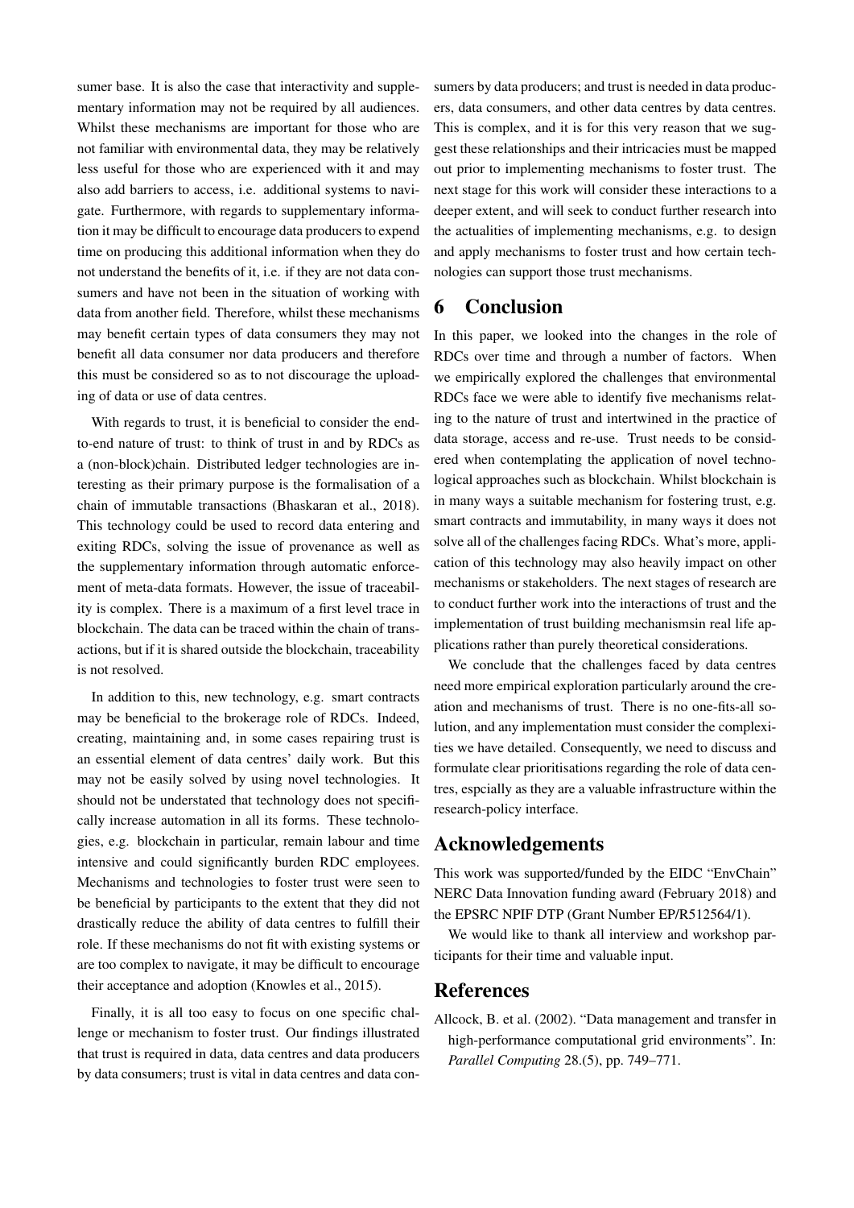sumer base. It is also the case that interactivity and supplementary information may not be required by all audiences. Whilst these mechanisms are important for those who are not familiar with environmental data, they may be relatively less useful for those who are experienced with it and may also add barriers to access, i.e. additional systems to navigate. Furthermore, with regards to supplementary information it may be difficult to encourage data producers to expend time on producing this additional information when they do not understand the benefits of it, i.e. if they are not data consumers and have not been in the situation of working with data from another field. Therefore, whilst these mechanisms may benefit certain types of data consumers they may not benefit all data consumer nor data producers and therefore this must be considered so as to not discourage the uploading of data or use of data centres.

With regards to trust, it is beneficial to consider the end-to-end nature of trust: to think of trust in and by RDCs as a (non-block)chain. Distributed ledger technologies are interesting as their primary purpose is the formalisation of a chain of immutable transactions (Bhaskaran et al., 2018). This technology could be used to record data entering and exiting RDCs, solving the issue of provenance as well as the supplementary information through automatic enforcement of meta-data formats. However, the issue of traceability is complex. There is a maximum of a first level trace in blockchain. The data can be traced within the chain of transactions, but if it is shared outside the blockchain, traceability is not resolved.

In addition to this, new technology, e.g. smart contracts may be beneficial to the brokerage role of RDCs. Indeed, creating, maintaining and, in some cases repairing trust is an essential element of data centres' daily work. But this may not be easily solved by using novel technologies. It should not be understated that technology does not specifically increase automation in all its forms. These technologies, e.g. blockchain in particular, remain labour and time intensive and could significantly burden RDC employees. Mechanisms and technologies to foster trust were seen to be beneficial by participants to the extent that they did not drastically reduce the ability of data centres to fulfill their role. If these mechanisms do not fit with existing systems or are too complex to navigate, it may be difficult to encourage their acceptance and adoption (Knowles et al., 2015).

Finally, it is all too easy to focus on one specific challenge or mechanism to foster trust. Our findings illustrated that trust is required in data, data centres and data producers by data consumers; trust is vital in data centres and data consumers by data producers; and trust is needed in data producers, data consumers, and other data centres by data centres. This is complex, and it is for this very reason that we suggest these relationships and their intricacies must be mapped out prior to implementing mechanisms to foster trust. The next stage for this work will consider these interactions to a deeper extent, and will seek to conduct further research into the actualities of implementing mechanisms, e.g. to design and apply mechanisms to foster trust and how certain technologies can support those trust mechanisms.

# 6 Conclusion

In this paper, we looked into the changes in the role of RDCs over time and through a number of factors. When we empirically explored the challenges that environmental RDCs face we were able to identify five mechanisms relating to the nature of trust and intertwined in the practice of data storage, access and re-use. Trust needs to be considered when contemplating the application of novel technological approaches such as blockchain. Whilst blockchain is in many ways a suitable mechanism for fostering trust, e.g. smart contracts and immutability, in many ways it does not solve all of the challenges facing RDCs. What's more, application of this technology may also heavily impact on other mechanisms or stakeholders. The next stages of research are to conduct further work into the interactions of trust and the implementation of trust building mechanismsin real life applications rather than purely theoretical considerations.

We conclude that the challenges faced by data centres need more empirical exploration particularly around the creation and mechanisms of trust. There is no one-fits-all solution, and any implementation must consider the complexities we have detailed. Consequently, we need to discuss and formulate clear prioritisations regarding the role of data centres, espcially as they are a valuable infrastructure within the research-policy interface.

# Acknowledgements

This work was supported/funded by the EIDC "EnvChain" NERC Data Innovation funding award (February 2018) and the EPSRC NPIF DTP (Grant Number EP/R512564/1).

We would like to thank all interview and workshop participants for their time and valuable input.

# References

Allcock, B. et al. (2002). "Data management and transfer in high-performance computational grid environments". In: *Parallel Computing* 28.(5), pp. 749–771.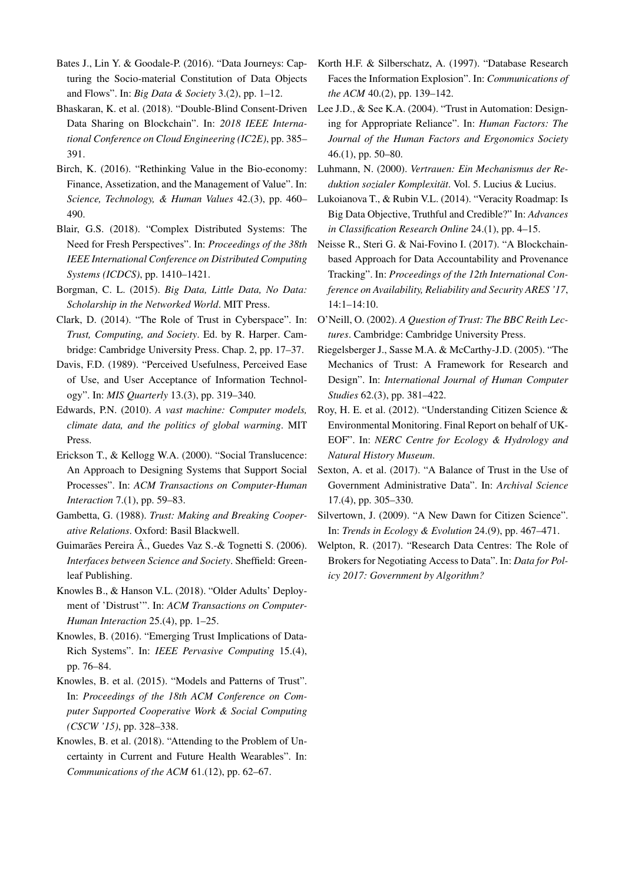Bates J., Lin Y. & Goodale-P. (2016). "Data Journeys: Capturing the Socio-material Constitution of Data Objects and Flows". In: *Big Data & Society* 3.(2), pp. 1–12.

Bhaskaran, K. et al. (2018). "Double-Blind Consent-Driven Data Sharing on Blockchain". In: *2018 IEEE International Conference on Cloud Engineering (IC2E)*, pp. 385–391.

Birch, K. (2016). "Rethinking Value in the Bio-economy: Finance, Assetization, and the Management of Value". In: *Science, Technology, & Human Values* 42.(3), pp. 460–490.

Blair, G.S. (2018). "Complex Distributed Systems: The Need for Fresh Perspectives". In: *Proceedings of the 38th IEEE International Conference on Distributed Computing Systems (ICDCS)*, pp. 1410–1421.

Borgman, C. L. (2015). *Big Data, Little Data, No Data: Scholarship in the Networked World*. MIT Press.

Clark, D. (2014). "The Role of Trust in Cyberspace". In: *Trust, Computing, and Society*. Ed. by R. Harper. Cambridge: Cambridge University Press. Chap. 2, pp. 17–37.

Davis, F.D. (1989). "Perceived Usefulness, Perceived Ease of Use, and User Acceptance of Information Technology". In: *MIS Quarterly* 13.(3), pp. 319–340.

Edwards, P.N. (2010). *A vast machine: Computer models, climate data, and the politics of global warming*. MIT Press.

Erickson T., & Kellogg W.A. (2000). "Social Translucence: An Approach to Designing Systems that Support Social Processes". In: *ACM Transactions on Computer-Human Interaction* 7.(1), pp. 59–83.

Gambetta, G. (1988). *Trust: Making and Breaking Cooperative Relations*. Oxford: Basil Blackwell.

Guimarães Pereira Â., Guedes Vaz S.-& Tognetti S. (2006). *Interfaces between Science and Society*. Sheffield: Greenleaf Publishing.

Knowles B., & Hanson V.L. (2018). "Older Adults' Deployment of 'Distrust'". In: *ACM Transactions on Computer-Human Interaction* 25.(4), pp. 1–25.

Knowles, B. (2016). "Emerging Trust Implications of Data-Rich Systems". In: *IEEE Pervasive Computing* 15.(4), pp. 76–84.

Knowles, B. et al. (2015). "Models and Patterns of Trust". In: *Proceedings of the 18th ACM Conference on Computer Supported Cooperative Work & Social Computing (CSCW '15)*, pp. 328–338.

Knowles, B. et al. (2018). "Attending to the Problem of Uncertainty in Current and Future Health Wearables". In: *Communications of the ACM* 61.(12), pp. 62–67.

Korth H.F. & Silberschatz, A. (1997). "Database Research Faces the Information Explosion". In: *Communications of the ACM* 40.(2), pp. 139–142.

Lee J.D., & See K.A. (2004). "Trust in Automation: Designing for Appropriate Reliance". In: *Human Factors: The Journal of the Human Factors and Ergonomics Society* 46.(1), pp. 50–80.

Luhmann, N. (2000). *Vertrauen: Ein Mechanismus der Reduktion sozialer Komplexität*. Vol. 5. Lucius & Lucius.

Lukoianova T., & Rubin V.L. (2014). "Veracity Roadmap: Is Big Data Objective, Truthful and Credible?" In: *Advances in Classification Research Online* 24.(1), pp. 4–15.

Neisse R., Steri G. & Nai-Fovino I. (2017). "A Blockchain-based Approach for Data Accountability and Provenance Tracking". In: *Proceedings of the 12th International Conference on Availability, Reliability and Security ARES '17*, 14:1–14:10.

O'Neill, O. (2002). *A Question of Trust: The BBC Reith Lectures*. Cambridge: Cambridge University Press.

Riegelsberger J., Sasse M.A. & McCarthy-J.D. (2005). "The Mechanics of Trust: A Framework for Research and Design". In: *International Journal of Human Computer Studies* 62.(3), pp. 381–422.

Roy, H. E. et al. (2012). "Understanding Citizen Science & Environmental Monitoring. Final Report on behalf of UK-EOF". In: *NERC Centre for Ecology & Hydrology and Natural History Museum*.

Sexton, A. et al. (2017). "A Balance of Trust in the Use of Government Administrative Data". In: *Archival Science* 17.(4), pp. 305–330.

Silvertown, J. (2009). "A New Dawn for Citizen Science". In: *Trends in Ecology & Evolution* 24.(9), pp. 467–471.

Welpton, R. (2017). "Research Data Centres: The Role of Brokers for Negotiating Access to Data". In: *Data for Policy 2017: Government by Algorithm?*